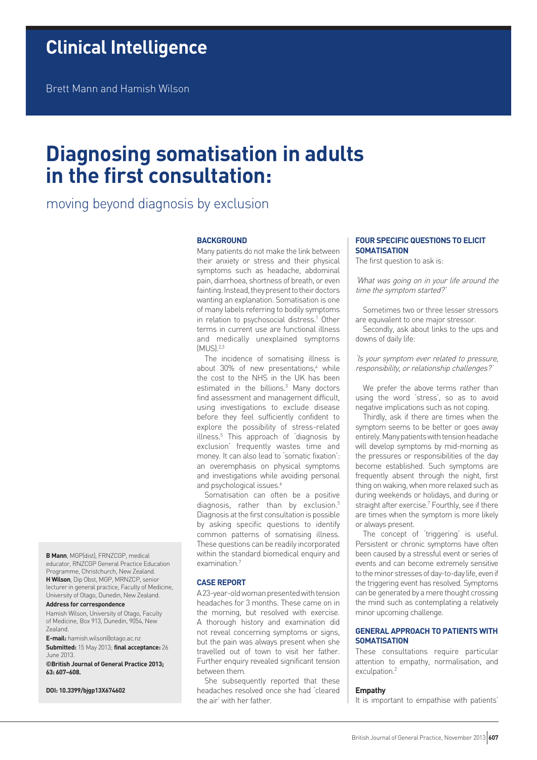## Clinical Intelligence

Brett Mann and Hamish Wilson

# Diagnosing somatisation in adults in the first consultation:

moving beyond diagnosis by exclusion

## BACKGROUND

Many patients do not make the link between their anxiety or stress and their physical symptoms such as headache, abdominal pain, diarrhoea, shortness of breath, or even fainting. Instead, they present to their doctors wanting an explanation. Somatisation is one of many labels referring to bodily symptoms in relation to psychosocial distress.[1] Other terms in current use are functional illness and medically unexplained symptoms (MUS).[2,3]

The incidence of somatising illness is about 30% of new presentations,[4] while the cost to the NHS in the UK has been estimated in the billions.[3] Many doctors find assessment and management difficult, using investigations to exclude disease before they feel sufficiently confident to explore the possibility of stress-related illness.[5] This approach of 'diagnosis by exclusion' frequently wastes time and money. It can also lead to 'somatic fixation': an overemphasis on physical symptoms and investigations while avoiding personal and psychological issues.[6]

Somatisation can often be a positive diagnosis, rather than by exclusion.[5] Diagnosis at the first consultation is possible by asking specific questions to identify common patterns of somatising illness. These questions can be readily incorporated within the standard biomedical enquiry and examination.[7]

## CASE REPORT

A 23-year-old woman presented with tension headaches for 3 months. These came on in the morning, but resolved with exercise. A thorough history and examination did not reveal concerning symptoms or signs, but the pain was always present when she travelled out of town to visit her father. Further enquiry revealed significant tension between them.

She subsequently reported that these headaches resolved once she had 'cleared the air' with her father.

## FOUR SPECIFIC QUESTIONS TO ELICIT SOMATISATION

The first question to ask is:

*'What was going on in your life around the time the symptom started?'*

Sometimes two or three lesser stressors are equivalent to one major stressor.

Secondly, ask about links to the ups and downs of daily life:

*'Is your symptom ever related to pressure, responsibility, or relationship challenges?'*

We prefer the above terms rather than using the word 'stress', so as to avoid negative implications such as not coping.

Thirdly, ask if there are times when the symptom seems to be better or goes away entirely. Many patients with tension headache will develop symptoms by mid-morning as the pressures or responsibilities of the day become established. Such symptoms are frequently absent through the night, first thing on waking, when more relaxed such as during weekends or holidays, and during or straight after exercise.[7] Fourthly, see if there are times when the symptom is more likely or always present.

The concept of 'triggering' is useful. Persistent or chronic symptoms have often been caused by a stressful event or series of events and can become extremely sensitive to the minor stresses of day-to-day life, even if the triggering event has resolved. Symptoms can be generated by a mere thought crossing the mind such as contemplating a relatively minor upcoming challenge.

## GENERAL APPROACH TO PATIENTS WITH SOMATISATION

These consultations require particular attention to empathy, normalisation, and exculpation.[2]

### Empathy

It is important to empathise with patients'

**B Mann**, MGP(dist), FRNZCGP, medical educator, RNZCGP General Practice Education Programme, Christchurch, New Zealand.
**H Wilson**, Dip Obst, MGP, MRNZCP, senior lecturer in general practice, Faculty of Medicine, University of Otago, Dunedin, New Zealand.

**Address for correspondence**

Hamish Wilson, University of Otago, Faculty of Medicine, Box 913, Dunedin, 9054, New Zealand.

**E-mail:** hamish.wilson@otago.ac.nz

**Submitted:** 15 May 2013; **final acceptance:** 26 June 2013.

**©British Journal of General Practice 2013; 63: 607–608.**

**DOI: 10.3399/bjgp13X674602**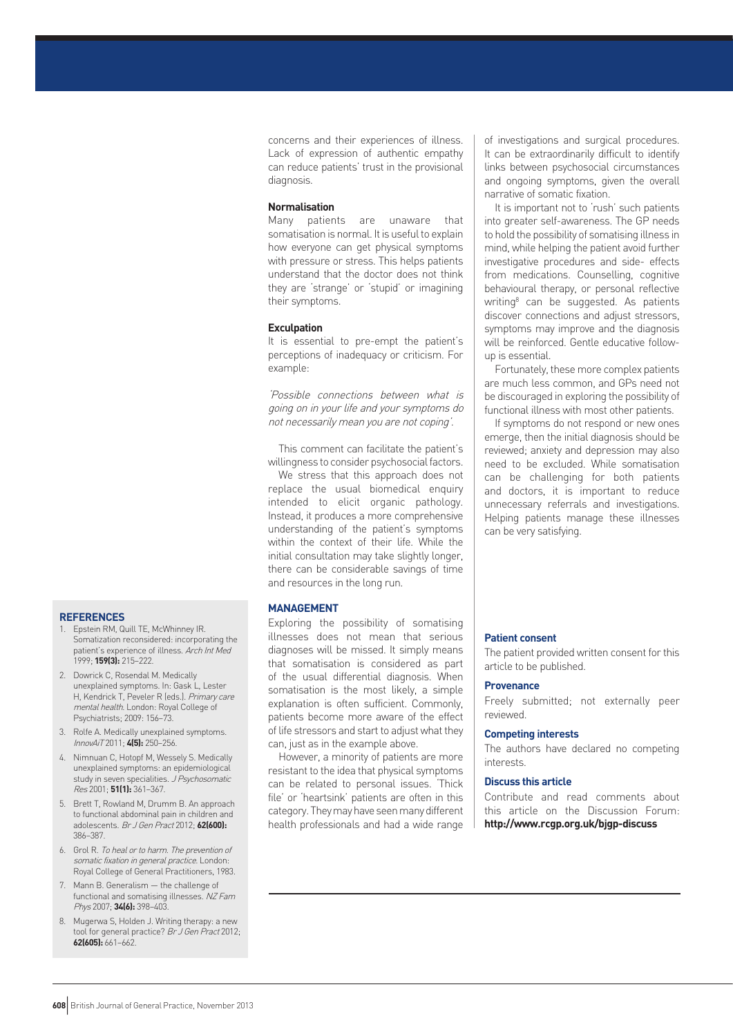concerns and their experiences of illness. Lack of expression of authentic empathy can reduce patients' trust in the provisional diagnosis.

### Normalisation

Many patients are unaware that somatisation is normal. It is useful to explain how everyone can get physical symptoms with pressure or stress. This helps patients understand that the doctor does not think they are 'strange' or 'stupid' or imagining their symptoms.

### Exculpation

It is essential to pre-empt the patient's perceptions of inadequacy or criticism. For example:

*'Possible connections between what is going on in your life and your symptoms do not necessarily mean you are not coping'.*

This comment can facilitate the patient's willingness to consider psychosocial factors.

We stress that this approach does not replace the usual biomedical enquiry intended to elicit organic pathology. Instead, it produces a more comprehensive understanding of the patient's symptoms within the context of their life. While the initial consultation may take slightly longer, there can be considerable savings of time and resources in the long run.

## MANAGEMENT

Exploring the possibility of somatising illnesses does not mean that serious diagnoses will be missed. It simply means that somatisation is considered as part of the usual differential diagnosis. When somatisation is the most likely, a simple explanation is often sufficient. Commonly, patients become more aware of the effect of life stressors and start to adjust what they can, just as in the example above.

However, a minority of patients are more resistant to the idea that physical symptoms can be related to personal issues. 'Thick file' or 'heartsink' patients are often in this category. They may have seen many different health professionals and had a wide range of investigations and surgical procedures. It can be extraordinarily difficult to identify links between psychosocial circumstances and ongoing symptoms, given the overall narrative of somatic fixation.

It is important not to 'rush' such patients into greater self-awareness. The GP needs to hold the possibility of somatising illness in mind, while helping the patient avoid further investigative procedures and side- effects from medications. Counselling, cognitive behavioural therapy, or personal reflective writing[8] can be suggested. As patients discover connections and adjust stressors, symptoms may improve and the diagnosis will be reinforced. Gentle educative follow-up is essential.

Fortunately, these more complex patients are much less common, and GPs need not be discouraged in exploring the possibility of functional illness with most other patients.

If symptoms do not respond or new ones emerge, then the initial diagnosis should be reviewed; anxiety and depression may also need to be excluded. While somatisation can be challenging for both patients and doctors, it is important to reduce unnecessary referrals and investigations. Helping patients manage these illnesses can be very satisfying.

### Patient consent

The patient provided written consent for this article to be published.

### Provenance

Freely submitted; not externally peer reviewed.

### Competing interests

The authors have declared no competing interests.

### Discuss this article

Contribute and read comments about this article on the Discussion Forum: **http://www.rcgp.org.uk/bjgp-discuss**

## REFERENCES

1. Epstein RM, Quill TE, McWhinney IR. Somatization reconsidered: incorporating the patient's experience of illness. *Arch Int Med* 1999; **159(3):** 215–222.
2. Dowrick C, Rosendal M. Medically unexplained symptoms. In: Gask L, Lester H, Kendrick T, Peveler R (eds.). *Primary care mental health*. London: Royal College of Psychiatrists; 2009: 156–73.
3. Rolfe A. Medically unexplained symptoms. *InnovAiT* 2011; **4(5):** 250–256.
4. Nimnuan C, Hotopf M, Wessely S. Medically unexplained symptoms: an epidemiological study in seven specialities. *J Psychosomatic Res* 2001; **51(1):** 361–367.
5. Brett T, Rowland M, Drumm B. An approach to functional abdominal pain in children and adolescents. *Br J Gen Pract* 2012; **62(600):** 386–387.
6. Grol R. *To heal or to harm. The prevention of somatic fixation in general practice*. London: Royal College of General Practitioners, 1983.
7. Mann B. Generalism — the challenge of functional and somatising illnesses. *NZ Fam Phys* 2007; **34(6):** 398–403.
8. Mugerwa S, Holden J. Writing therapy: a new tool for general practice? *Br J Gen Pract* 2012; **62(605):** 661–662.